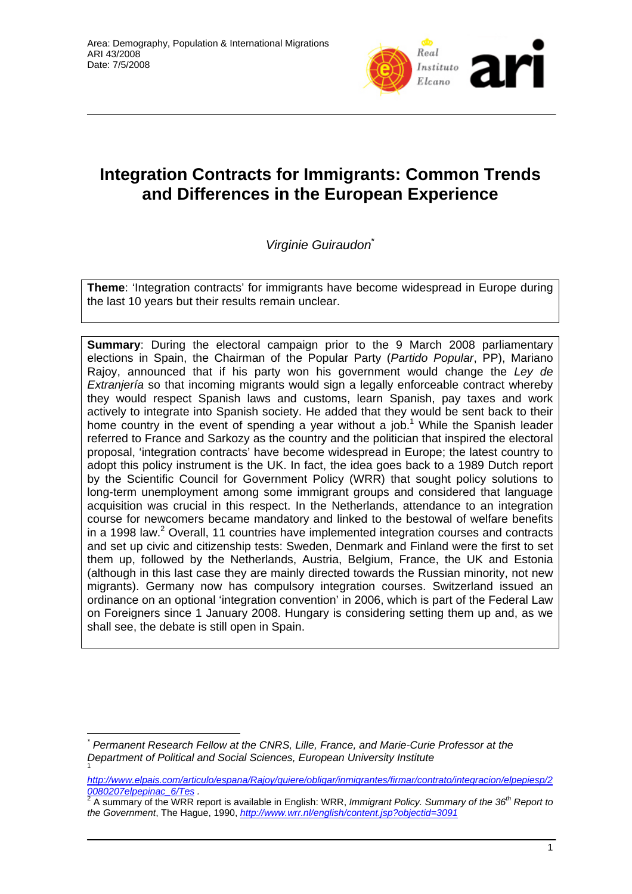Area: Demography, Population & International Migrations
ARI 43/2008
Date: 7/5/2008

# Integration Contracts for Immigrants: Common Trends and Differences in the European Experience

*Virginie Guiraudon*[*]

**Theme**: 'Integration contracts' for immigrants have become widespread in Europe during the last 10 years but their results remain unclear.

**Summary**: During the electoral campaign prior to the 9 March 2008 parliamentary elections in Spain, the Chairman of the Popular Party (*Partido Popular*, PP), Mariano Rajoy, announced that if his party won his government would change the *Ley de Extranjería* so that incoming migrants would sign a legally enforceable contract whereby they would respect Spanish laws and customs, learn Spanish, pay taxes and work actively to integrate into Spanish society. He added that they would be sent back to their home country in the event of spending a year without a job.[1] While the Spanish leader referred to France and Sarkozy as the country and the politician that inspired the electoral proposal, 'integration contracts' have become widespread in Europe; the latest country to adopt this policy instrument is the UK. In fact, the idea goes back to a 1989 Dutch report by the Scientific Council for Government Policy (WRR) that sought policy solutions to long-term unemployment among some immigrant groups and considered that language acquisition was crucial in this respect. In the Netherlands, attendance to an integration course for newcomers became mandatory and linked to the bestowal of welfare benefits in a 1998 law.[2] Overall, 11 countries have implemented integration courses and contracts and set up civic and citizenship tests: Sweden, Denmark and Finland were the first to set them up, followed by the Netherlands, Austria, Belgium, France, the UK and Estonia (although in this last case they are mainly directed towards the Russian minority, not new migrants). Germany now has compulsory integration courses. Switzerland issued an ordinance on an optional 'integration convention' in 2006, which is part of the Federal Law on Foreigners since 1 January 2008. Hungary is considering setting them up and, as we shall see, the debate is still open in Spain.

---

[*] *Permanent Research Fellow at the CNRS, Lille, France, and Marie-Curie Professor at the Department of Political and Social Sciences, European University Institute*

[1] *http://www.elpais.com/articulo/espana/Rajoy/quiere/obligar/inmigrantes/firmar/contrato/integracion/elpepiesp/20080207elpepinac_6/Tes* .

[2] A summary of the WRR report is available in English: WRR, *Immigrant Policy. Summary of the 36th Report to the Government*, The Hague, 1990, *http://www.wrr.nl/english/content.jsp?objectid=3091*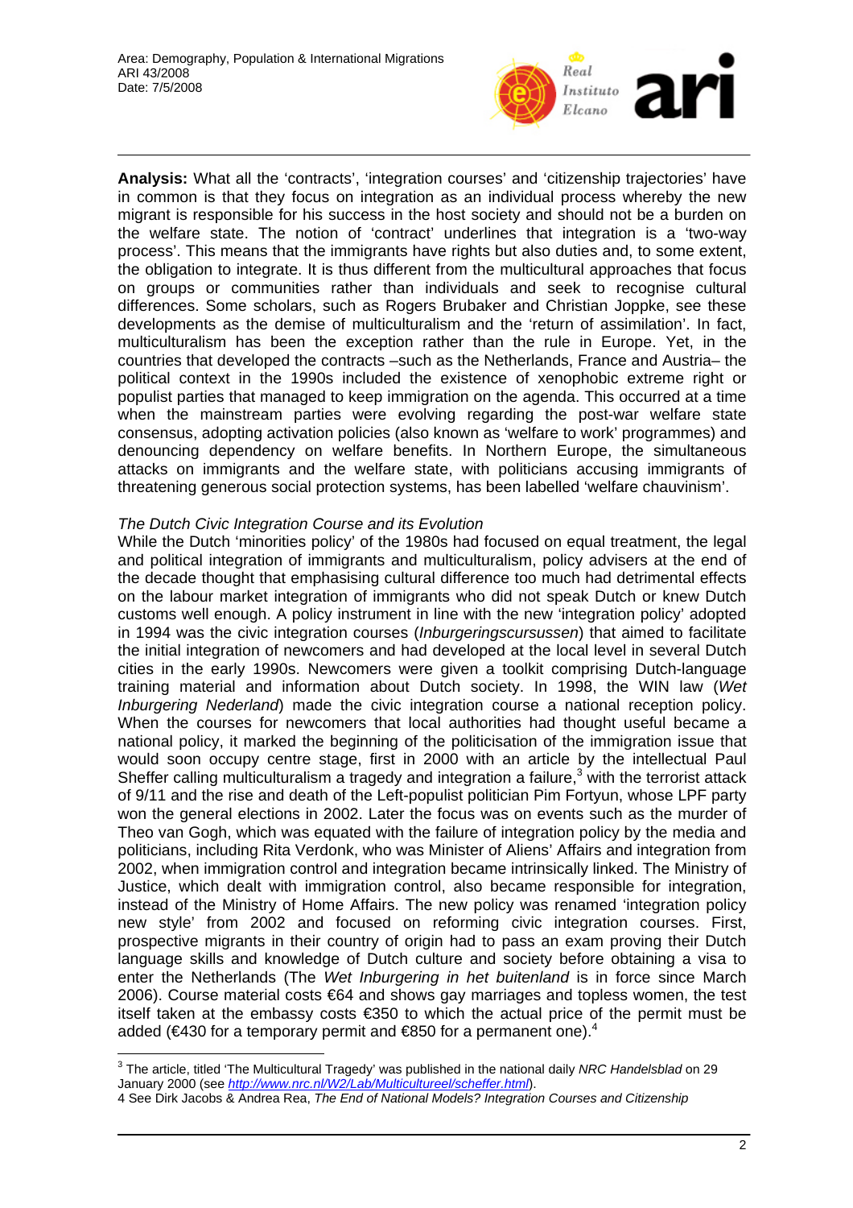**Analysis:** What all the 'contracts', 'integration courses' and 'citizenship trajectories' have in common is that they focus on integration as an individual process whereby the new migrant is responsible for his success in the host society and should not be a burden on the welfare state. The notion of 'contract' underlines that integration is a 'two-way process'. This means that the immigrants have rights but also duties and, to some extent, the obligation to integrate. It is thus different from the multicultural approaches that focus on groups or communities rather than individuals and seek to recognise cultural differences. Some scholars, such as Rogers Brubaker and Christian Joppke, see these developments as the demise of multiculturalism and the 'return of assimilation'. In fact, multiculturalism has been the exception rather than the rule in Europe. Yet, in the countries that developed the contracts –such as the Netherlands, France and Austria– the political context in the 1990s included the existence of xenophobic extreme right or populist parties that managed to keep immigration on the agenda. This occurred at a time when the mainstream parties were evolving regarding the post-war welfare state consensus, adopting activation policies (also known as 'welfare to work' programmes) and denouncing dependency on welfare benefits. In Northern Europe, the simultaneous attacks on immigrants and the welfare state, with politicians accusing immigrants of threatening generous social protection systems, has been labelled 'welfare chauvinism'.

*The Dutch Civic Integration Course and its Evolution*

While the Dutch 'minorities policy' of the 1980s had focused on equal treatment, the legal and political integration of immigrants and multiculturalism, policy advisers at the end of the decade thought that emphasising cultural difference too much had detrimental effects on the labour market integration of immigrants who did not speak Dutch or knew Dutch customs well enough. A policy instrument in line with the new 'integration policy' adopted in 1994 was the civic integration courses (*Inburgeringscursussen*) that aimed to facilitate the initial integration of newcomers and had developed at the local level in several Dutch cities in the early 1990s. Newcomers were given a toolkit comprising Dutch-language training material and information about Dutch society. In 1998, the WIN law (*Wet Inburgering Nederland*) made the civic integration course a national reception policy. When the courses for newcomers that local authorities had thought useful became a national policy, it marked the beginning of the politicisation of the immigration issue that would soon occupy centre stage, first in 2000 with an article by the intellectual Paul Sheffer calling multiculturalism a tragedy and integration a failure,[3] with the terrorist attack of 9/11 and the rise and death of the Left-populist politician Pim Fortyun, whose LPF party won the general elections in 2002. Later the focus was on events such as the murder of Theo van Gogh, which was equated with the failure of integration policy by the media and politicians, including Rita Verdonk, who was Minister of Aliens' Affairs and integration from 2002, when immigration control and integration became intrinsically linked. The Ministry of Justice, which dealt with immigration control, also became responsible for integration, instead of the Ministry of Home Affairs. The new policy was renamed 'integration policy new style' from 2002 and focused on reforming civic integration courses. First, prospective migrants in their country of origin had to pass an exam proving their Dutch language skills and knowledge of Dutch culture and society before obtaining a visa to enter the Netherlands (The *Wet Inburgering in het buitenland* is in force since March 2006). Course material costs €64 and shows gay marriages and topless women, the test itself taken at the embassy costs €350 to which the actual price of the permit must be added (€430 for a temporary permit and €850 for a permanent one).[4]

---

[3] The article, titled 'The Multicultural Tragedy' was published in the national daily *NRC Handelsblad* on 29 January 2000 (see *http://www.nrc.nl/W2/Lab/Multicultureel/scheffer.html*).

4 See Dirk Jacobs & Andrea Rea, *The End of National Models? Integration Courses and Citizenship*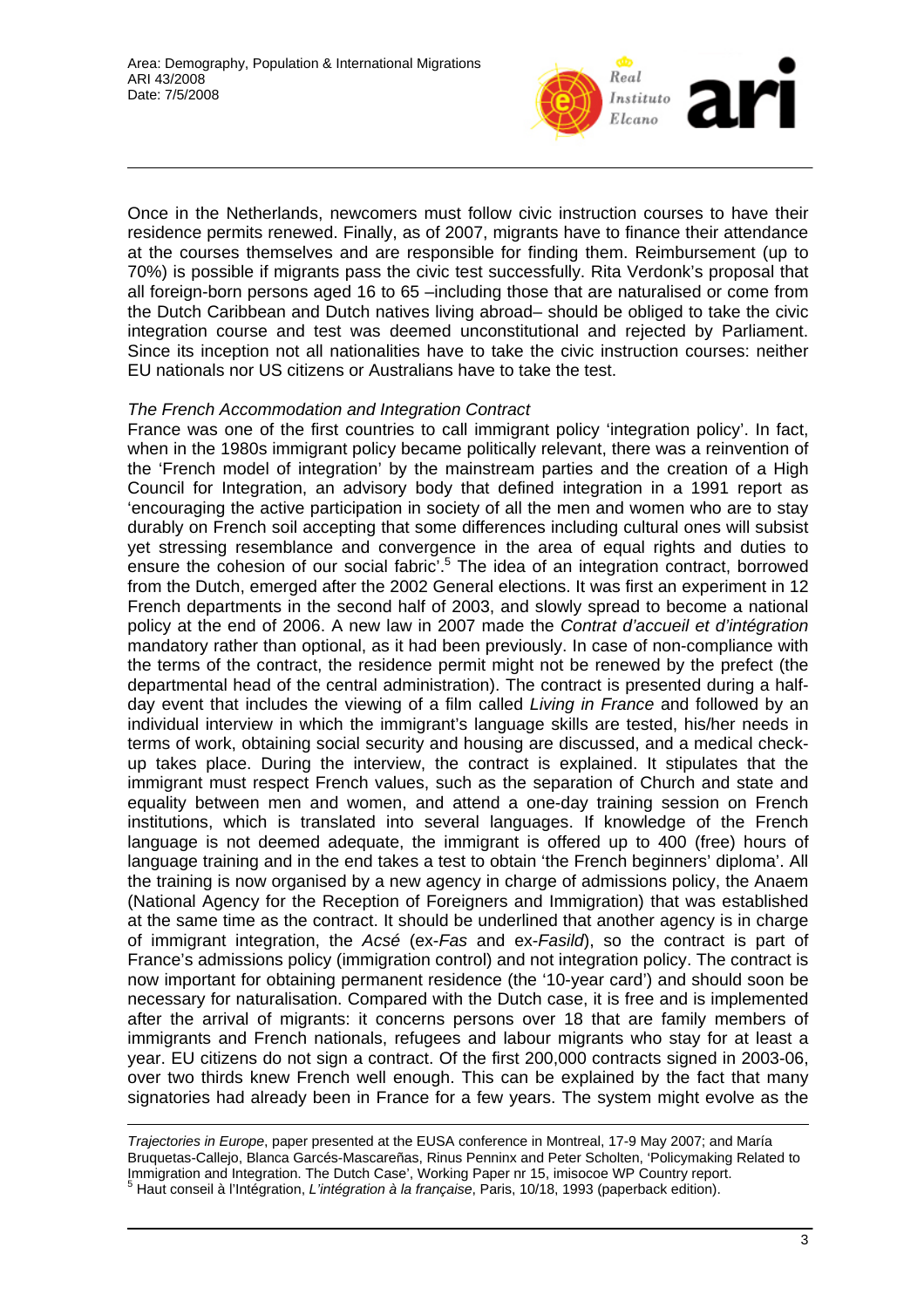Once in the Netherlands, newcomers must follow civic instruction courses to have their residence permits renewed. Finally, as of 2007, migrants have to finance their attendance at the courses themselves and are responsible for finding them. Reimbursement (up to 70%) is possible if migrants pass the civic test successfully. Rita Verdonk's proposal that all foreign-born persons aged 16 to 65 –including those that are naturalised or come from the Dutch Caribbean and Dutch natives living abroad– should be obliged to take the civic integration course and test was deemed unconstitutional and rejected by Parliament. Since its inception not all nationalities have to take the civic instruction courses: neither EU nationals nor US citizens or Australians have to take the test.

*The French Accommodation and Integration Contract*

France was one of the first countries to call immigrant policy 'integration policy'. In fact, when in the 1980s immigrant policy became politically relevant, there was a reinvention of the 'French model of integration' by the mainstream parties and the creation of a High Council for Integration, an advisory body that defined integration in a 1991 report as 'encouraging the active participation in society of all the men and women who are to stay durably on French soil accepting that some differences including cultural ones will subsist yet stressing resemblance and convergence in the area of equal rights and duties to ensure the cohesion of our social fabric'.[5] The idea of an integration contract, borrowed from the Dutch, emerged after the 2002 General elections. It was first an experiment in 12 French departments in the second half of 2003, and slowly spread to become a national policy at the end of 2006. A new law in 2007 made the *Contrat d'accueil et d'intégration* mandatory rather than optional, as it had been previously. In case of non-compliance with the terms of the contract, the residence permit might not be renewed by the prefect (the departmental head of the central administration). The contract is presented during a half-day event that includes the viewing of a film called *Living in France* and followed by an individual interview in which the immigrant's language skills are tested, his/her needs in terms of work, obtaining social security and housing are discussed, and a medical check-up takes place. During the interview, the contract is explained. It stipulates that the immigrant must respect French values, such as the separation of Church and state and equality between men and women, and attend a one-day training session on French institutions, which is translated into several languages. If knowledge of the French language is not deemed adequate, the immigrant is offered up to 400 (free) hours of language training and in the end takes a test to obtain 'the French beginners' diploma'. All the training is now organised by a new agency in charge of admissions policy, the Anaem (National Agency for the Reception of Foreigners and Immigration) that was established at the same time as the contract. It should be underlined that another agency is in charge of immigrant integration, the *Acsé* (ex-*Fas* and ex-*Fasild*), so the contract is part of France's admissions policy (immigration control) and not integration policy. The contract is now important for obtaining permanent residence (the '10-year card') and should soon be necessary for naturalisation. Compared with the Dutch case, it is free and is implemented after the arrival of migrants: it concerns persons over 18 that are family members of immigrants and French nationals, refugees and labour migrants who stay for at least a year. EU citizens do not sign a contract. Of the first 200,000 contracts signed in 2003-06, over two thirds knew French well enough. This can be explained by the fact that many signatories had already been in France for a few years. The system might evolve as the

---

*Trajectories in Europe*, paper presented at the EUSA conference in Montreal, 17-9 May 2007; and María Bruquetas-Callejo, Blanca Garcés-Mascareñas, Rinus Penninx and Peter Scholten, 'Policymaking Related to Immigration and Integration. The Dutch Case', Working Paper nr 15, imisocoe WP Country report.

[5] Haut conseil à l'Intégration, *L'intégration à la française*, Paris, 10/18, 1993 (paperback edition).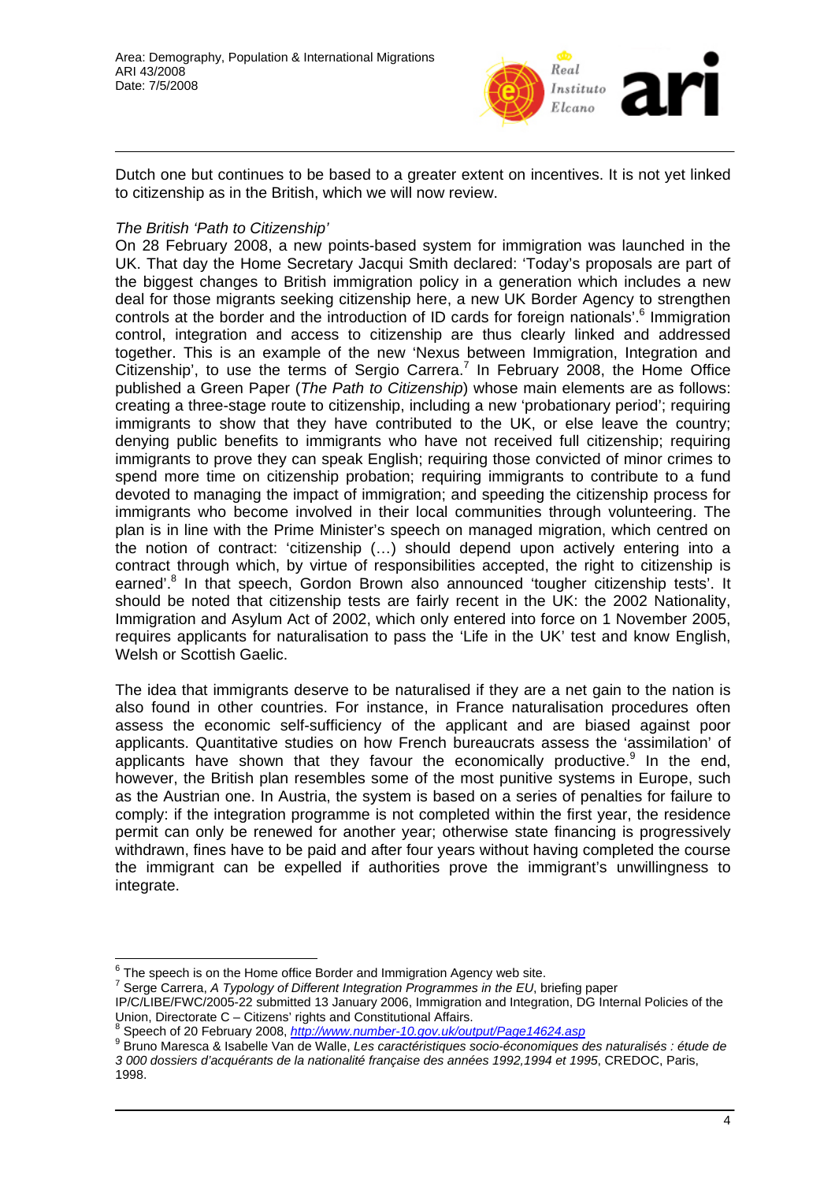Dutch one but continues to be based to a greater extent on incentives. It is not yet linked to citizenship as in the British, which we will now review.

*The British 'Path to Citizenship'*

On 28 February 2008, a new points-based system for immigration was launched in the UK. That day the Home Secretary Jacqui Smith declared: 'Today's proposals are part of the biggest changes to British immigration policy in a generation which includes a new deal for those migrants seeking citizenship here, a new UK Border Agency to strengthen controls at the border and the introduction of ID cards for foreign nationals'.[6] Immigration control, integration and access to citizenship are thus clearly linked and addressed together. This is an example of the new 'Nexus between Immigration, Integration and Citizenship', to use the terms of Sergio Carrera.[7] In February 2008, the Home Office published a Green Paper (*The Path to Citizenship*) whose main elements are as follows: creating a three-stage route to citizenship, including a new 'probationary period'; requiring immigrants to show that they have contributed to the UK, or else leave the country; denying public benefits to immigrants who have not received full citizenship; requiring immigrants to prove they can speak English; requiring those convicted of minor crimes to spend more time on citizenship probation; requiring immigrants to contribute to a fund devoted to managing the impact of immigration; and speeding the citizenship process for immigrants who become involved in their local communities through volunteering. The plan is in line with the Prime Minister's speech on managed migration, which centred on the notion of contract: 'citizenship (…) should depend upon actively entering into a contract through which, by virtue of responsibilities accepted, the right to citizenship is earned'.[8] In that speech, Gordon Brown also announced 'tougher citizenship tests'. It should be noted that citizenship tests are fairly recent in the UK: the 2002 Nationality, Immigration and Asylum Act of 2002, which only entered into force on 1 November 2005, requires applicants for naturalisation to pass the 'Life in the UK' test and know English, Welsh or Scottish Gaelic.

The idea that immigrants deserve to be naturalised if they are a net gain to the nation is also found in other countries. For instance, in France naturalisation procedures often assess the economic self-sufficiency of the applicant and are biased against poor applicants. Quantitative studies on how French bureaucrats assess the 'assimilation' of applicants have shown that they favour the economically productive.[9] In the end, however, the British plan resembles some of the most punitive systems in Europe, such as the Austrian one. In Austria, the system is based on a series of penalties for failure to comply: if the integration programme is not completed within the first year, the residence permit can only be renewed for another year; otherwise state financing is progressively withdrawn, fines have to be paid and after four years without having completed the course the immigrant can be expelled if authorities prove the immigrant's unwillingness to integrate.

---

[6] The speech is on the Home office Border and Immigration Agency web site.

[7] Serge Carrera, *A Typology of Different Integration Programmes in the EU*, briefing paper IP/C/LIBE/FWC/2005-22 submitted 13 January 2006, Immigration and Integration, DG Internal Policies of the Union, Directorate C – Citizens' rights and Constitutional Affairs.

[8] Speech of 20 February 2008, http://www.number-10.gov.uk/output/Page14624.asp

[9] Bruno Maresca & Isabelle Van de Walle, *Les caractéristiques socio-économiques des naturalisés : étude de 3 000 dossiers d'acquérants de la nationalité française des années 1992,1994 et 1995*, CREDOC, Paris, 1998.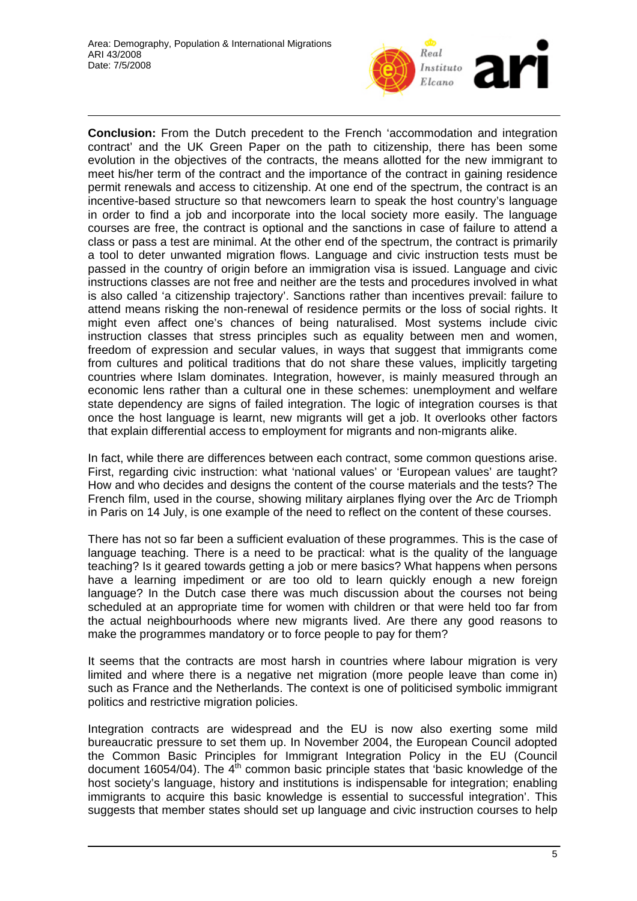**Conclusion:** From the Dutch precedent to the French 'accommodation and integration contract' and the UK Green Paper on the path to citizenship, there has been some evolution in the objectives of the contracts, the means allotted for the new immigrant to meet his/her term of the contract and the importance of the contract in gaining residence permit renewals and access to citizenship. At one end of the spectrum, the contract is an incentive-based structure so that newcomers learn to speak the host country's language in order to find a job and incorporate into the local society more easily. The language courses are free, the contract is optional and the sanctions in case of failure to attend a class or pass a test are minimal. At the other end of the spectrum, the contract is primarily a tool to deter unwanted migration flows. Language and civic instruction tests must be passed in the country of origin before an immigration visa is issued. Language and civic instructions classes are not free and neither are the tests and procedures involved in what is also called 'a citizenship trajectory'. Sanctions rather than incentives prevail: failure to attend means risking the non-renewal of residence permits or the loss of social rights. It might even affect one's chances of being naturalised. Most systems include civic instruction classes that stress principles such as equality between men and women, freedom of expression and secular values, in ways that suggest that immigrants come from cultures and political traditions that do not share these values, implicitly targeting countries where Islam dominates. Integration, however, is mainly measured through an economic lens rather than a cultural one in these schemes: unemployment and welfare state dependency are signs of failed integration. The logic of integration courses is that once the host language is learnt, new migrants will get a job. It overlooks other factors that explain differential access to employment for migrants and non-migrants alike.

In fact, while there are differences between each contract, some common questions arise. First, regarding civic instruction: what 'national values' or 'European values' are taught? How and who decides and designs the content of the course materials and the tests? The French film, used in the course, showing military airplanes flying over the Arc de Triomph in Paris on 14 July, is one example of the need to reflect on the content of these courses.

There has not so far been a sufficient evaluation of these programmes. This is the case of language teaching. There is a need to be practical: what is the quality of the language teaching? Is it geared towards getting a job or mere basics? What happens when persons have a learning impediment or are too old to learn quickly enough a new foreign language? In the Dutch case there was much discussion about the courses not being scheduled at an appropriate time for women with children or that were held too far from the actual neighbourhoods where new migrants lived. Are there any good reasons to make the programmes mandatory or to force people to pay for them?

It seems that the contracts are most harsh in countries where labour migration is very limited and where there is a negative net migration (more people leave than come in) such as France and the Netherlands. The context is one of politicised symbolic immigrant politics and restrictive migration policies.

Integration contracts are widespread and the EU is now also exerting some mild bureaucratic pressure to set them up. In November 2004, the European Council adopted the Common Basic Principles for Immigrant Integration Policy in the EU (Council document 16054/04). The 4th common basic principle states that 'basic knowledge of the host society's language, history and institutions is indispensable for integration; enabling immigrants to acquire this basic knowledge is essential to successful integration'. This suggests that member states should set up language and civic instruction courses to help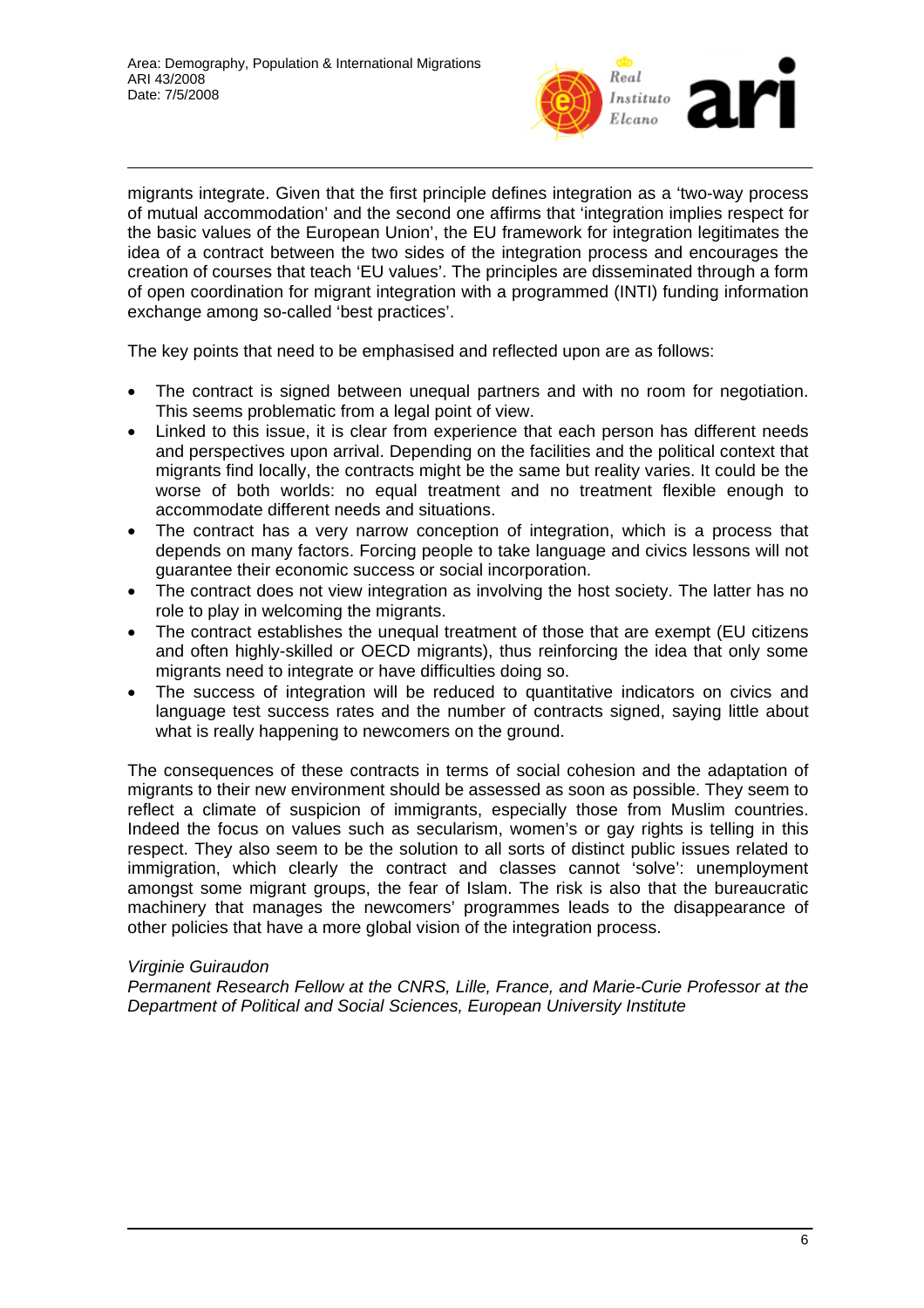migrants integrate. Given that the first principle defines integration as a 'two-way process of mutual accommodation' and the second one affirms that 'integration implies respect for the basic values of the European Union', the EU framework for integration legitimates the idea of a contract between the two sides of the integration process and encourages the creation of courses that teach 'EU values'. The principles are disseminated through a form of open coordination for migrant integration with a programmed (INTI) funding information exchange among so-called 'best practices'.

The key points that need to be emphasised and reflected upon are as follows:

- The contract is signed between unequal partners and with no room for negotiation. This seems problematic from a legal point of view.
- Linked to this issue, it is clear from experience that each person has different needs and perspectives upon arrival. Depending on the facilities and the political context that migrants find locally, the contracts might be the same but reality varies. It could be the worse of both worlds: no equal treatment and no treatment flexible enough to accommodate different needs and situations.
- The contract has a very narrow conception of integration, which is a process that depends on many factors. Forcing people to take language and civics lessons will not guarantee their economic success or social incorporation.
- The contract does not view integration as involving the host society. The latter has no role to play in welcoming the migrants.
- The contract establishes the unequal treatment of those that are exempt (EU citizens and often highly-skilled or OECD migrants), thus reinforcing the idea that only some migrants need to integrate or have difficulties doing so.
- The success of integration will be reduced to quantitative indicators on civics and language test success rates and the number of contracts signed, saying little about what is really happening to newcomers on the ground.

The consequences of these contracts in terms of social cohesion and the adaptation of migrants to their new environment should be assessed as soon as possible. They seem to reflect a climate of suspicion of immigrants, especially those from Muslim countries. Indeed the focus on values such as secularism, women's or gay rights is telling in this respect. They also seem to be the solution to all sorts of distinct public issues related to immigration, which clearly the contract and classes cannot 'solve': unemployment amongst some migrant groups, the fear of Islam. The risk is also that the bureaucratic machinery that manages the newcomers' programmes leads to the disappearance of other policies that have a more global vision of the integration process.

*Virginie Guiraudon*
*Permanent Research Fellow at the CNRS, Lille, France, and Marie-Curie Professor at the Department of Political and Social Sciences, European University Institute*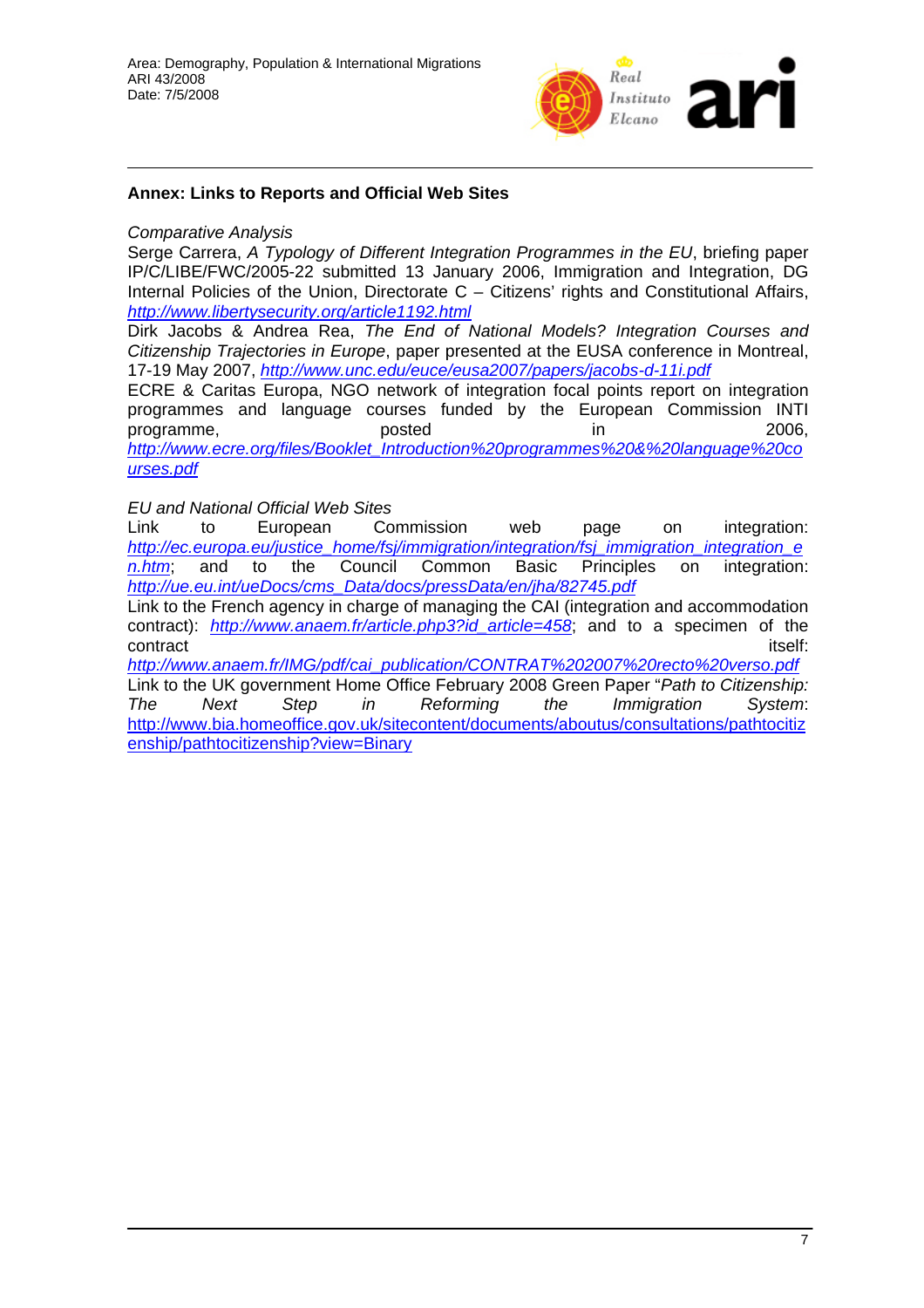## Annex: Links to Reports and Official Web Sites

*Comparative Analysis*

Serge Carrera, *A Typology of Different Integration Programmes in the EU*, briefing paper IP/C/LIBE/FWC/2005-22 submitted 13 January 2006, Immigration and Integration, DG Internal Policies of the Union, Directorate C – Citizens' rights and Constitutional Affairs, *http://www.libertysecurity.org/article1192.html*

Dirk Jacobs & Andrea Rea, *The End of National Models? Integration Courses and Citizenship Trajectories in Europe*, paper presented at the EUSA conference in Montreal, 17-19 May 2007, *http://www.unc.edu/euce/eusa2007/papers/jacobs-d-11i.pdf*

ECRE & Caritas Europa, NGO network of integration focal points report on integration programmes and language courses funded by the European Commission INTI programme, posted in 2006, *http://www.ecre.org/files/Booklet_Introduction%20programmes%20&%20language%20courses.pdf*

*EU and National Official Web Sites*

Link to European Commission web page on integration: *http://ec.europa.eu/justice_home/fsj/immigration/integration/fsj_immigration_integration_en.htm*; and to the Council Common Basic Principles on integration: *http://ue.eu.int/ueDocs/cms_Data/docs/pressData/en/jha/82745.pdf*

Link to the French agency in charge of managing the CAI (integration and accommodation contract): *http://www.anaem.fr/article.php3?id_article=458*; and to a specimen of the contract itself: *http://www.anaem.fr/IMG/pdf/cai_publication/CONTRAT%202007%20recto%20verso.pdf*

Link to the UK government Home Office February 2008 Green Paper "*Path to Citizenship: The Next Step in Reforming the Immigration System*: http://www.bia.homeoffice.gov.uk/sitecontent/documents/aboutus/consultations/pathtocitizenship/pathtocitizenship?view=Binary